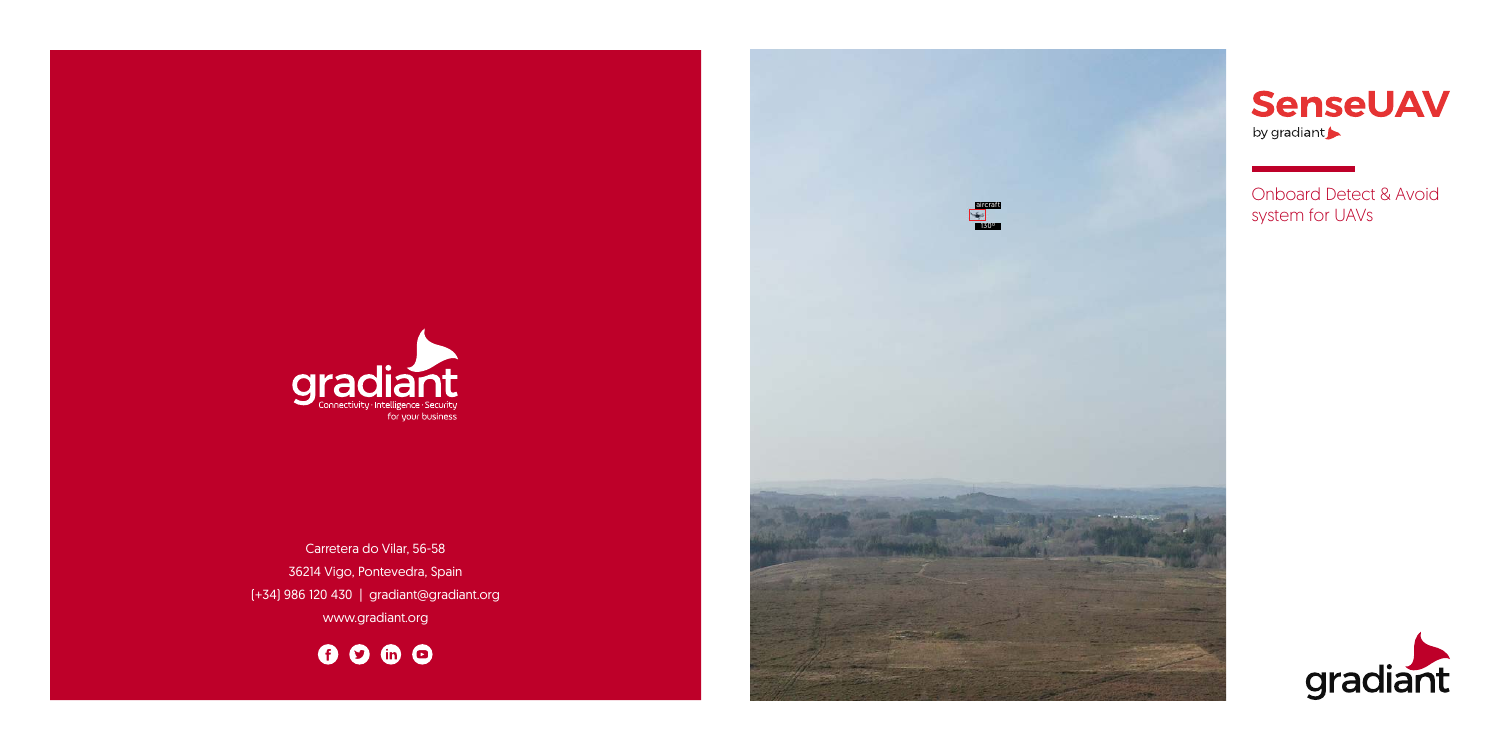# SenseUAV

by gradiant

Onboard Detect & Avoid system for UAVs

gradiant

Connectivity · Intelligence · Security
for your business

Carretera do Vilar, 56-58
36214 Vigo, Pontevedra, Spain
(+34) 986 120 430 | gradiant@gradiant.org
www.gradiant.org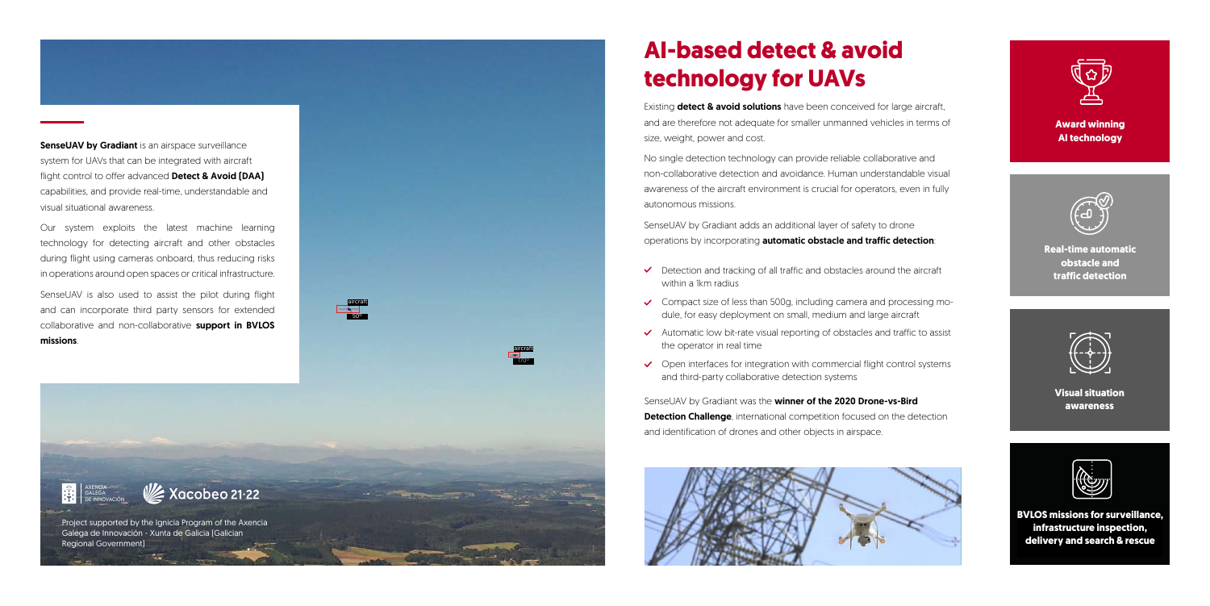**SenseUAV by Gradiant** is an airspace surveillance system for UAVs that can be integrated with aircraft flight control to offer advanced **Detect & Avoid (DAA)** capabilities, and provide real-time, understandable and visual situational awareness.

Our system exploits the latest machine learning technology for detecting aircraft and other obstacles during flight using cameras onboard, thus reducing risks in operations around open spaces or critical infrastructure.

SenseUAV is also used to assist the pilot during flight and can incorporate third party sensors for extended collaborative and non-collaborative **support in BVLOS missions**.

Project supported by the Ignicia Program of the Axencia Galega de Innovación - Xunta de Galicia (Galician Regional Government)

# AI-based detect & avoid technology for UAVs

Existing **detect & avoid solutions** have been conceived for large aircraft, and are therefore not adequate for smaller unmanned vehicles in terms of size, weight, power and cost.

No single detection technology can provide reliable collaborative and non-collaborative detection and avoidance. Human understandable visual awareness of the aircraft environment is crucial for operators, even in fully autonomous missions.

SenseUAV by Gradiant adds an additional layer of safety to drone operations by incorporating **automatic obstacle and traffic detection**:

- Detection and tracking of all traffic and obstacles around the aircraft within a 1km radius
- Compact size of less than 500g, including camera and processing module, for easy deployment on small, medium and large aircraft
- Automatic low bit-rate visual reporting of obstacles and traffic to assist the operator in real time
- Open interfaces for integration with commercial flight control systems and third-party collaborative detection systems

SenseUAV by Gradiant was the **winner of the 2020 Drone-vs-Bird Detection Challenge**, international competition focused on the detection and identification of drones and other objects in airspace.

**Award winning AI technology**

**Real-time automatic obstacle and traffic detection**

**Visual situation awareness**

**BVLOS missions for surveillance, infrastructure inspection, delivery and search & rescue**